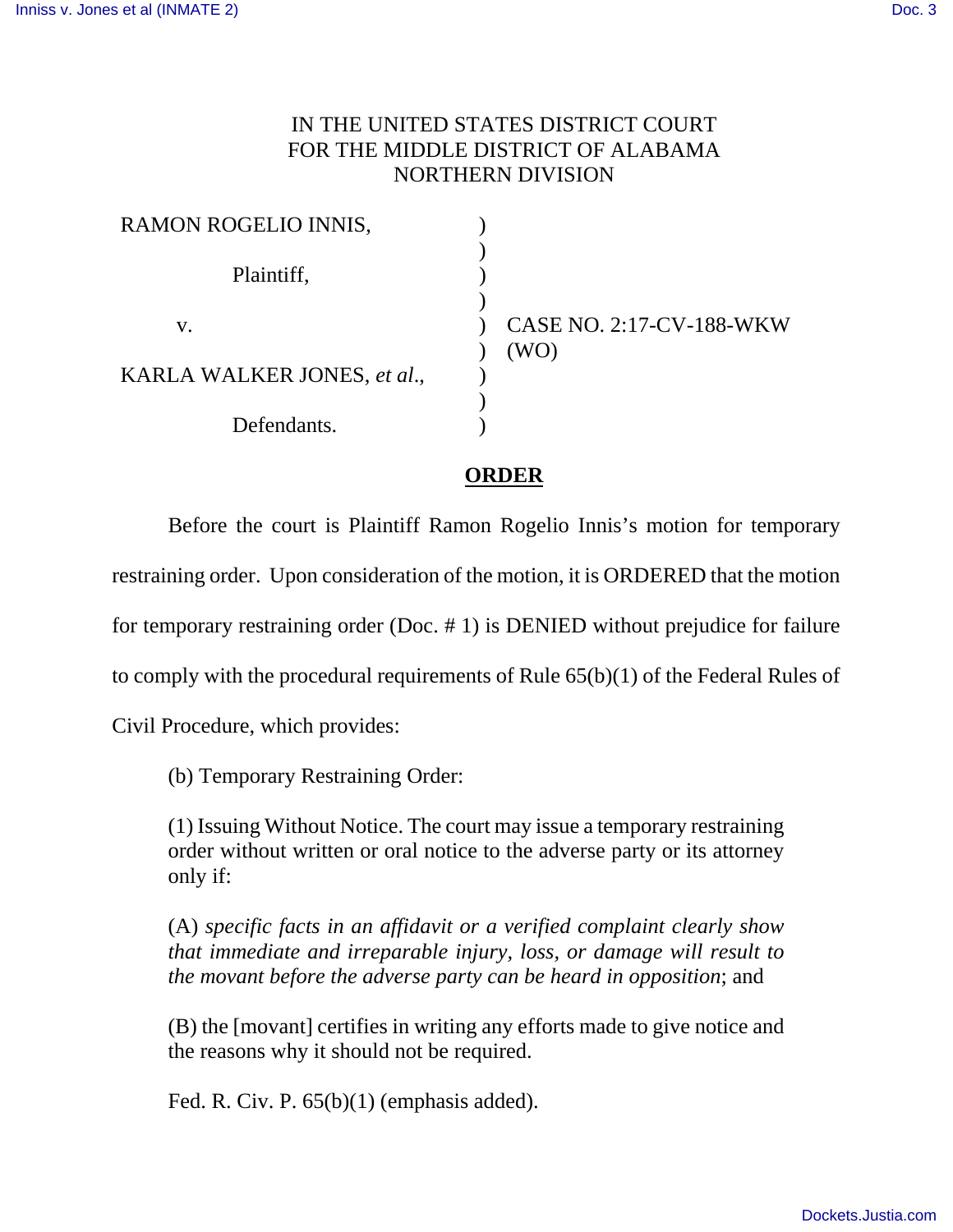IN THE UNITED STATES DISTRICT COURT
FOR THE MIDDLE DISTRICT OF ALABAMA
NORTHERN DIVISION

| | | |
|---|---|---|
| RAMON ROGELIO INNIS, | ) | |
| Plaintiff, | ) | |
| v. | ) | CASE NO. 2:17-CV-188-WKW (WO) |
| KARLA WALKER JONES, *et al.*, | ) | |
| Defendants. | ) | |

## ORDER

Before the court is Plaintiff Ramon Rogelio Innis's motion for temporary restraining order. Upon consideration of the motion, it is ORDERED that the motion for temporary restraining order (Doc. # 1) is DENIED without prejudice for failure to comply with the procedural requirements of Rule 65(b)(1) of the Federal Rules of Civil Procedure, which provides:

> (b) Temporary Restraining Order:
>
> (1) Issuing Without Notice. The court may issue a temporary restraining order without written or oral notice to the adverse party or its attorney only if:
>
> (A) *specific facts in an affidavit or a verified complaint clearly show that immediate and irreparable injury, loss, or damage will result to the movant before the adverse party can be heard in opposition*; and
>
> (B) the [movant] certifies in writing any efforts made to give notice and the reasons why it should not be required.
>
> Fed. R. Civ. P. 65(b)(1) (emphasis added).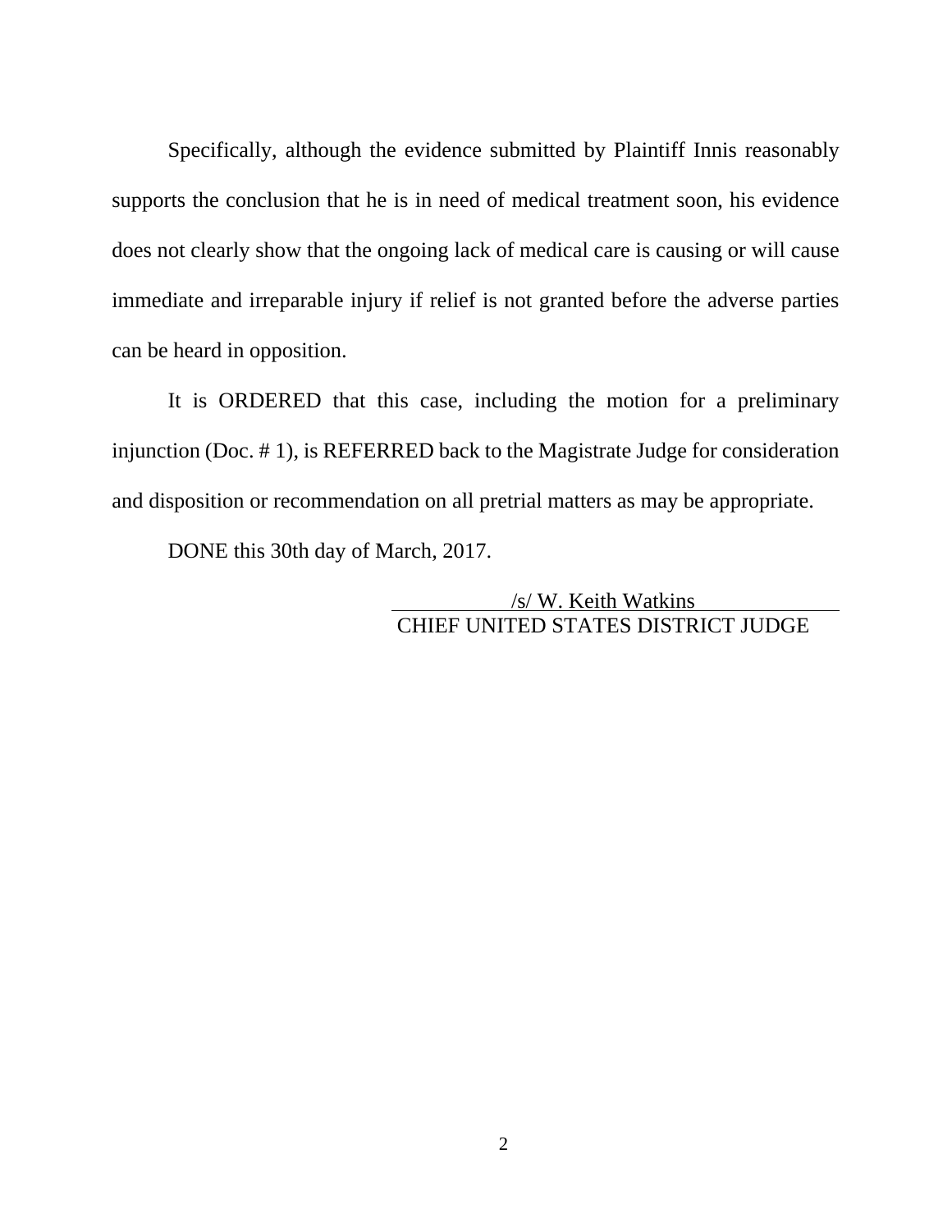Specifically, although the evidence submitted by Plaintiff Innis reasonably supports the conclusion that he is in need of medical treatment soon, his evidence does not clearly show that the ongoing lack of medical care is causing or will cause immediate and irreparable injury if relief is not granted before the adverse parties can be heard in opposition.

It is ORDERED that this case, including the motion for a preliminary injunction (Doc. # 1), is REFERRED back to the Magistrate Judge for consideration and disposition or recommendation on all pretrial matters as may be appropriate.

DONE this 30th day of March, 2017.

/s/ W. Keith Watkins
CHIEF UNITED STATES DISTRICT JUDGE